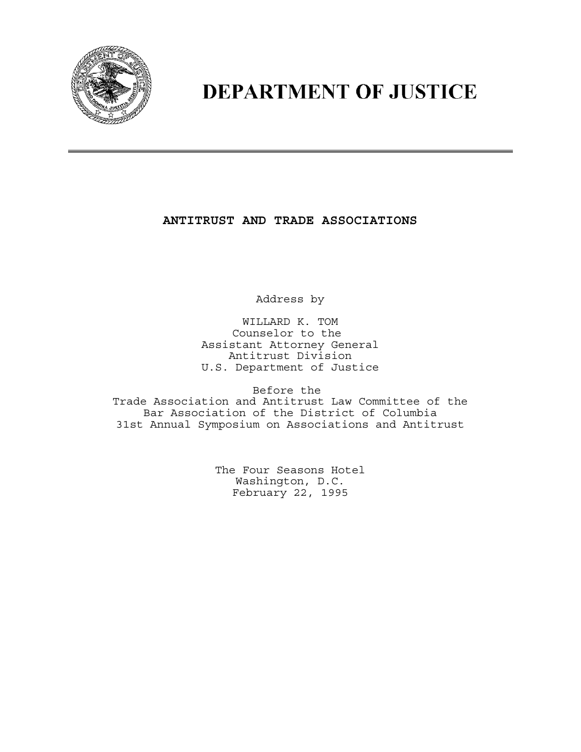# DEPARTMENT OF JUSTICE

---

## ANTITRUST AND TRADE ASSOCIATIONS

Address by

WILLARD K. TOM
Counselor to the
Assistant Attorney General
Antitrust Division
U.S. Department of Justice

Before the
Trade Association and Antitrust Law Committee of the
Bar Association of the District of Columbia
31st Annual Symposium on Associations and Antitrust

The Four Seasons Hotel
Washington, D.C.
February 22, 1995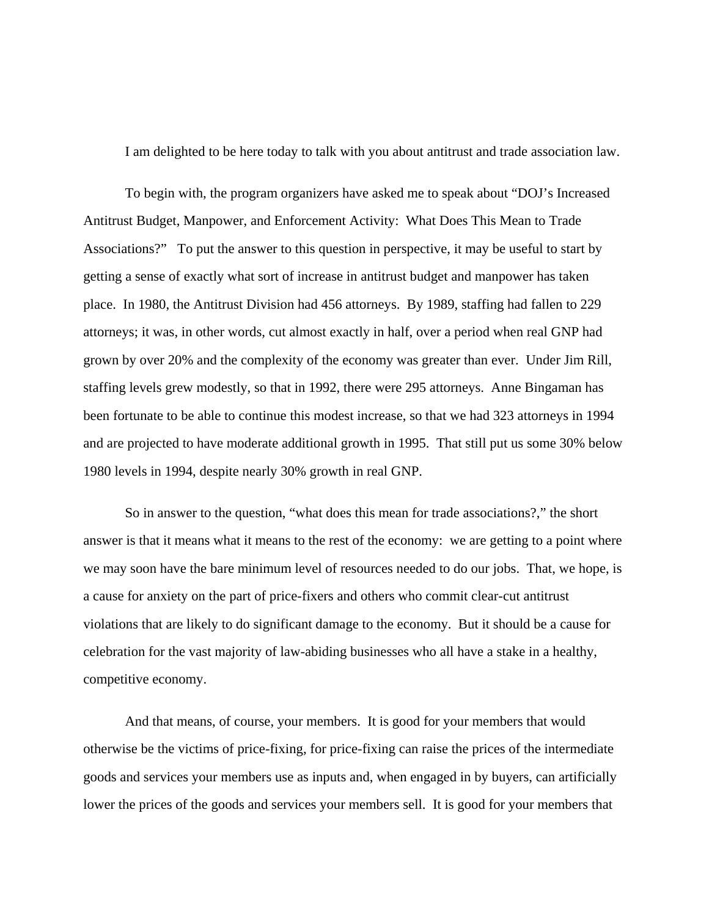I am delighted to be here today to talk with you about antitrust and trade association law.

To begin with, the program organizers have asked me to speak about "DOJ's Increased Antitrust Budget, Manpower, and Enforcement Activity: What Does This Mean to Trade Associations?" To put the answer to this question in perspective, it may be useful to start by getting a sense of exactly what sort of increase in antitrust budget and manpower has taken place. In 1980, the Antitrust Division had 456 attorneys. By 1989, staffing had fallen to 229 attorneys; it was, in other words, cut almost exactly in half, over a period when real GNP had grown by over 20% and the complexity of the economy was greater than ever. Under Jim Rill, staffing levels grew modestly, so that in 1992, there were 295 attorneys. Anne Bingaman has been fortunate to be able to continue this modest increase, so that we had 323 attorneys in 1994 and are projected to have moderate additional growth in 1995. That still put us some 30% below 1980 levels in 1994, despite nearly 30% growth in real GNP.

So in answer to the question, "what does this mean for trade associations?," the short answer is that it means what it means to the rest of the economy: we are getting to a point where we may soon have the bare minimum level of resources needed to do our jobs. That, we hope, is a cause for anxiety on the part of price-fixers and others who commit clear-cut antitrust violations that are likely to do significant damage to the economy. But it should be a cause for celebration for the vast majority of law-abiding businesses who all have a stake in a healthy, competitive economy.

And that means, of course, your members. It is good for your members that would otherwise be the victims of price-fixing, for price-fixing can raise the prices of the intermediate goods and services your members use as inputs and, when engaged in by buyers, can artificially lower the prices of the goods and services your members sell. It is good for your members that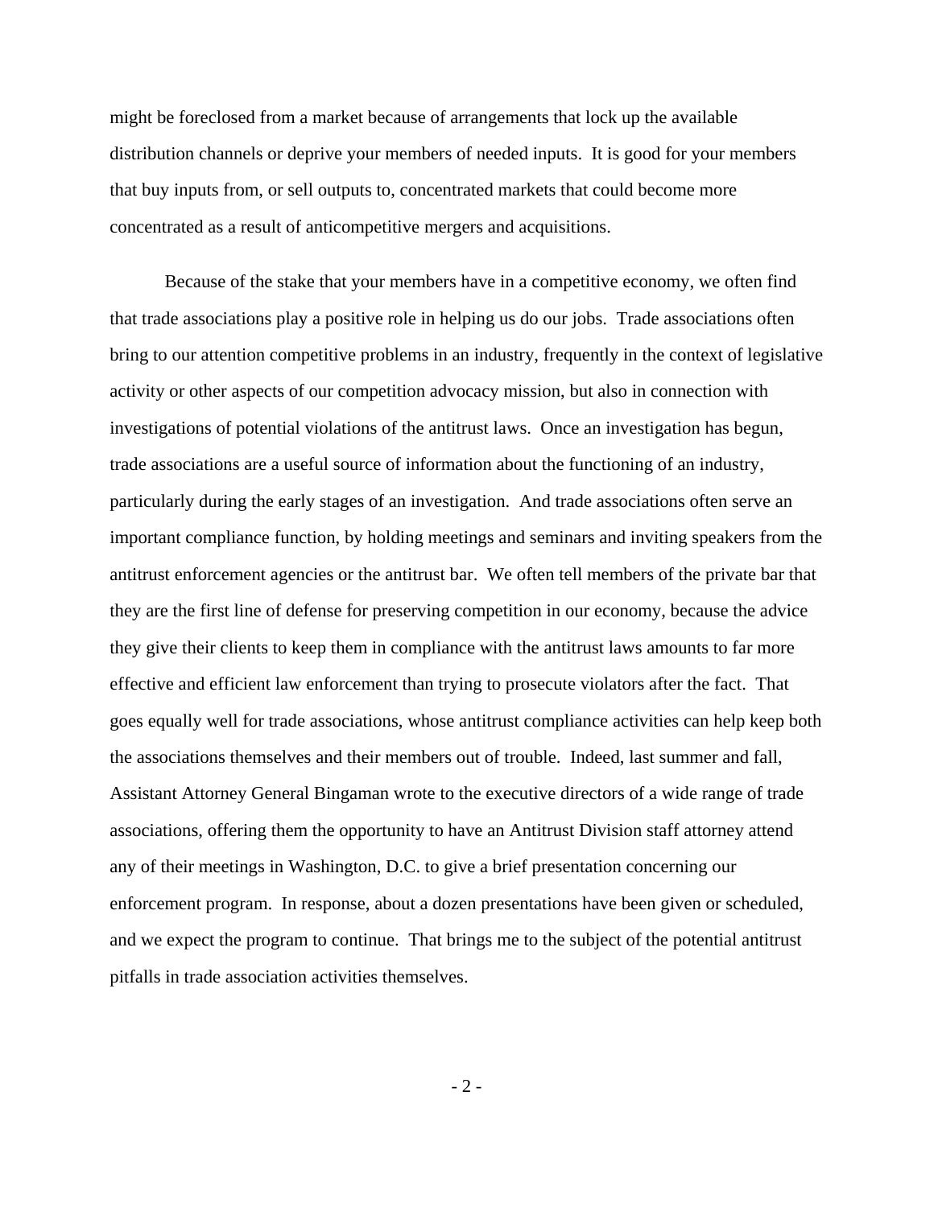might be foreclosed from a market because of arrangements that lock up the available distribution channels or deprive your members of needed inputs. It is good for your members that buy inputs from, or sell outputs to, concentrated markets that could become more concentrated as a result of anticompetitive mergers and acquisitions.

Because of the stake that your members have in a competitive economy, we often find that trade associations play a positive role in helping us do our jobs. Trade associations often bring to our attention competitive problems in an industry, frequently in the context of legislative activity or other aspects of our competition advocacy mission, but also in connection with investigations of potential violations of the antitrust laws. Once an investigation has begun, trade associations are a useful source of information about the functioning of an industry, particularly during the early stages of an investigation. And trade associations often serve an important compliance function, by holding meetings and seminars and inviting speakers from the antitrust enforcement agencies or the antitrust bar. We often tell members of the private bar that they are the first line of defense for preserving competition in our economy, because the advice they give their clients to keep them in compliance with the antitrust laws amounts to far more effective and efficient law enforcement than trying to prosecute violators after the fact. That goes equally well for trade associations, whose antitrust compliance activities can help keep both the associations themselves and their members out of trouble. Indeed, last summer and fall, Assistant Attorney General Bingaman wrote to the executive directors of a wide range of trade associations, offering them the opportunity to have an Antitrust Division staff attorney attend any of their meetings in Washington, D.C. to give a brief presentation concerning our enforcement program. In response, about a dozen presentations have been given or scheduled, and we expect the program to continue. That brings me to the subject of the potential antitrust pitfalls in trade association activities themselves.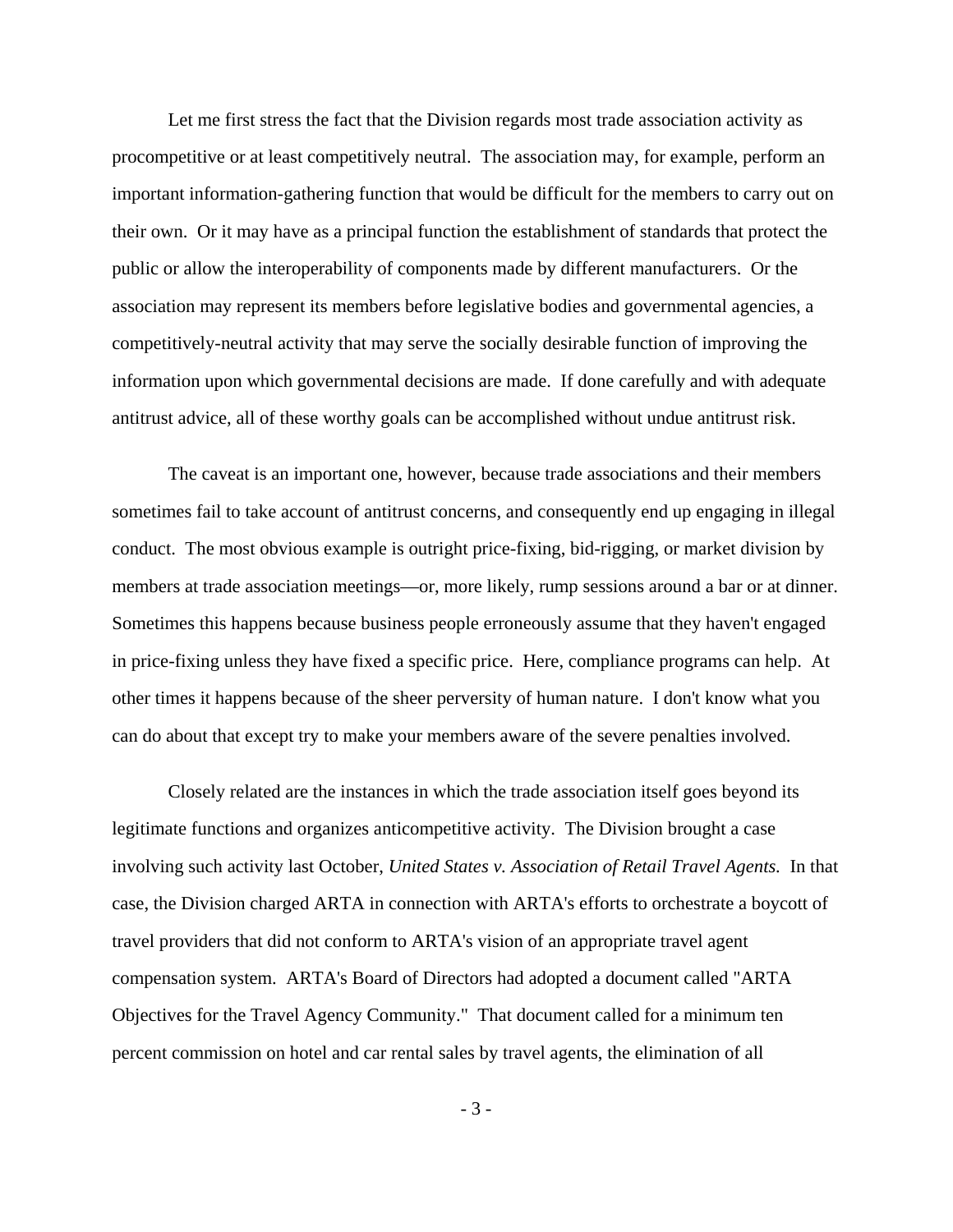Let me first stress the fact that the Division regards most trade association activity as procompetitive or at least competitively neutral. The association may, for example, perform an important information-gathering function that would be difficult for the members to carry out on their own. Or it may have as a principal function the establishment of standards that protect the public or allow the interoperability of components made by different manufacturers. Or the association may represent its members before legislative bodies and governmental agencies, a competitively-neutral activity that may serve the socially desirable function of improving the information upon which governmental decisions are made. If done carefully and with adequate antitrust advice, all of these worthy goals can be accomplished without undue antitrust risk.

The caveat is an important one, however, because trade associations and their members sometimes fail to take account of antitrust concerns, and consequently end up engaging in illegal conduct. The most obvious example is outright price-fixing, bid-rigging, or market division by members at trade association meetings—or, more likely, rump sessions around a bar or at dinner. Sometimes this happens because business people erroneously assume that they haven't engaged in price-fixing unless they have fixed a specific price. Here, compliance programs can help. At other times it happens because of the sheer perversity of human nature. I don't know what you can do about that except try to make your members aware of the severe penalties involved.

Closely related are the instances in which the trade association itself goes beyond its legitimate functions and organizes anticompetitive activity. The Division brought a case involving such activity last October, *United States v. Association of Retail Travel Agents.* In that case, the Division charged ARTA in connection with ARTA's efforts to orchestrate a boycott of travel providers that did not conform to ARTA's vision of an appropriate travel agent compensation system. ARTA's Board of Directors had adopted a document called "ARTA Objectives for the Travel Agency Community." That document called for a minimum ten percent commission on hotel and car rental sales by travel agents, the elimination of all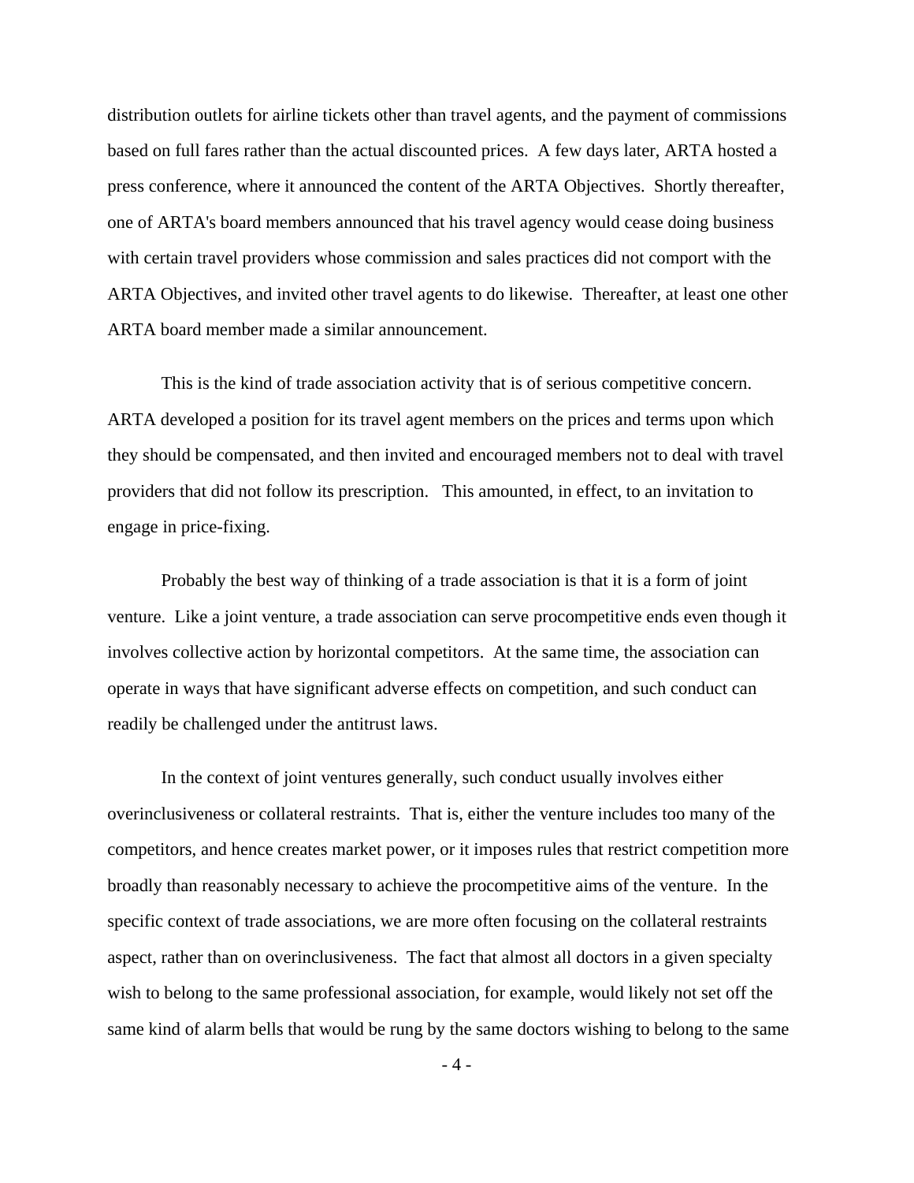distribution outlets for airline tickets other than travel agents, and the payment of commissions based on full fares rather than the actual discounted prices. A few days later, ARTA hosted a press conference, where it announced the content of the ARTA Objectives. Shortly thereafter, one of ARTA's board members announced that his travel agency would cease doing business with certain travel providers whose commission and sales practices did not comport with the ARTA Objectives, and invited other travel agents to do likewise. Thereafter, at least one other ARTA board member made a similar announcement.

This is the kind of trade association activity that is of serious competitive concern. ARTA developed a position for its travel agent members on the prices and terms upon which they should be compensated, and then invited and encouraged members not to deal with travel providers that did not follow its prescription. This amounted, in effect, to an invitation to engage in price-fixing.

Probably the best way of thinking of a trade association is that it is a form of joint venture. Like a joint venture, a trade association can serve procompetitive ends even though it involves collective action by horizontal competitors. At the same time, the association can operate in ways that have significant adverse effects on competition, and such conduct can readily be challenged under the antitrust laws.

In the context of joint ventures generally, such conduct usually involves either overinclusiveness or collateral restraints. That is, either the venture includes too many of the competitors, and hence creates market power, or it imposes rules that restrict competition more broadly than reasonably necessary to achieve the procompetitive aims of the venture. In the specific context of trade associations, we are more often focusing on the collateral restraints aspect, rather than on overinclusiveness. The fact that almost all doctors in a given specialty wish to belong to the same professional association, for example, would likely not set off the same kind of alarm bells that would be rung by the same doctors wishing to belong to the same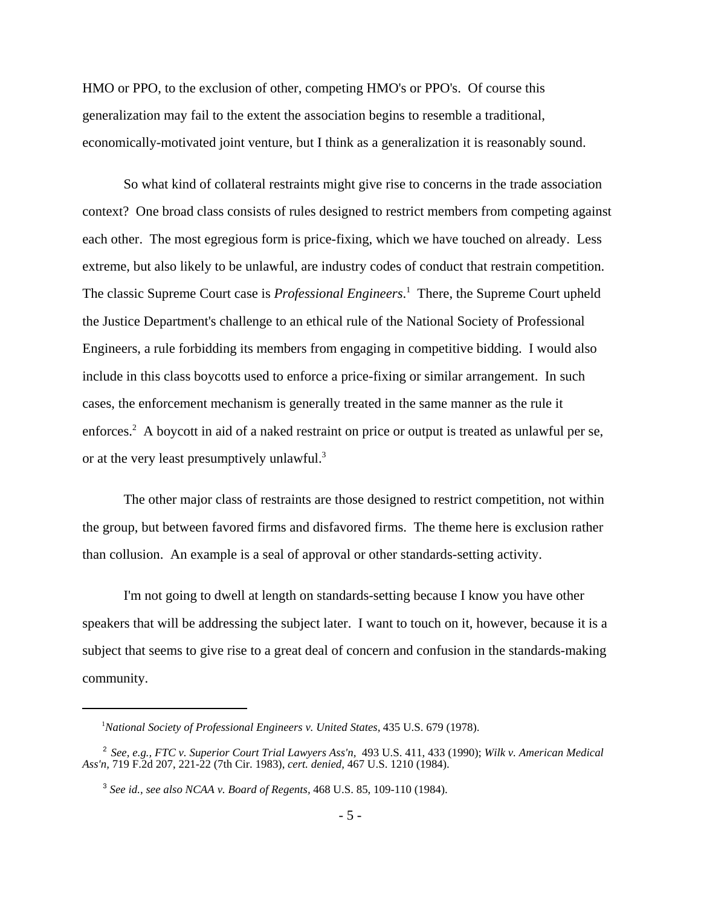HMO or PPO, to the exclusion of other, competing HMO's or PPO's. Of course this generalization may fail to the extent the association begins to resemble a traditional, economically-motivated joint venture, but I think as a generalization it is reasonably sound.

So what kind of collateral restraints might give rise to concerns in the trade association context? One broad class consists of rules designed to restrict members from competing against each other. The most egregious form is price-fixing, which we have touched on already. Less extreme, but also likely to be unlawful, are industry codes of conduct that restrain competition. The classic Supreme Court case is *Professional Engineers*.[1] There, the Supreme Court upheld the Justice Department's challenge to an ethical rule of the National Society of Professional Engineers, a rule forbidding its members from engaging in competitive bidding. I would also include in this class boycotts used to enforce a price-fixing or similar arrangement. In such cases, the enforcement mechanism is generally treated in the same manner as the rule it enforces.[2] A boycott in aid of a naked restraint on price or output is treated as unlawful per se, or at the very least presumptively unlawful.[3]

The other major class of restraints are those designed to restrict competition, not within the group, but between favored firms and disfavored firms. The theme here is exclusion rather than collusion. An example is a seal of approval or other standards-setting activity.

I'm not going to dwell at length on standards-setting because I know you have other speakers that will be addressing the subject later. I want to touch on it, however, because it is a subject that seems to give rise to a great deal of concern and confusion in the standards-making community.

---

[1] *National Society of Professional Engineers v. United States*, 435 U.S. 679 (1978).

[2] *See, e.g., FTC v. Superior Court Trial Lawyers Ass'n*, 493 U.S. 411, 433 (1990); *Wilk v. American Medical Ass'n*, 719 F.2d 207, 221-22 (7th Cir. 1983), *cert. denied*, 467 U.S. 1210 (1984).

[3] *See id., see also NCAA v. Board of Regents*, 468 U.S. 85, 109-110 (1984).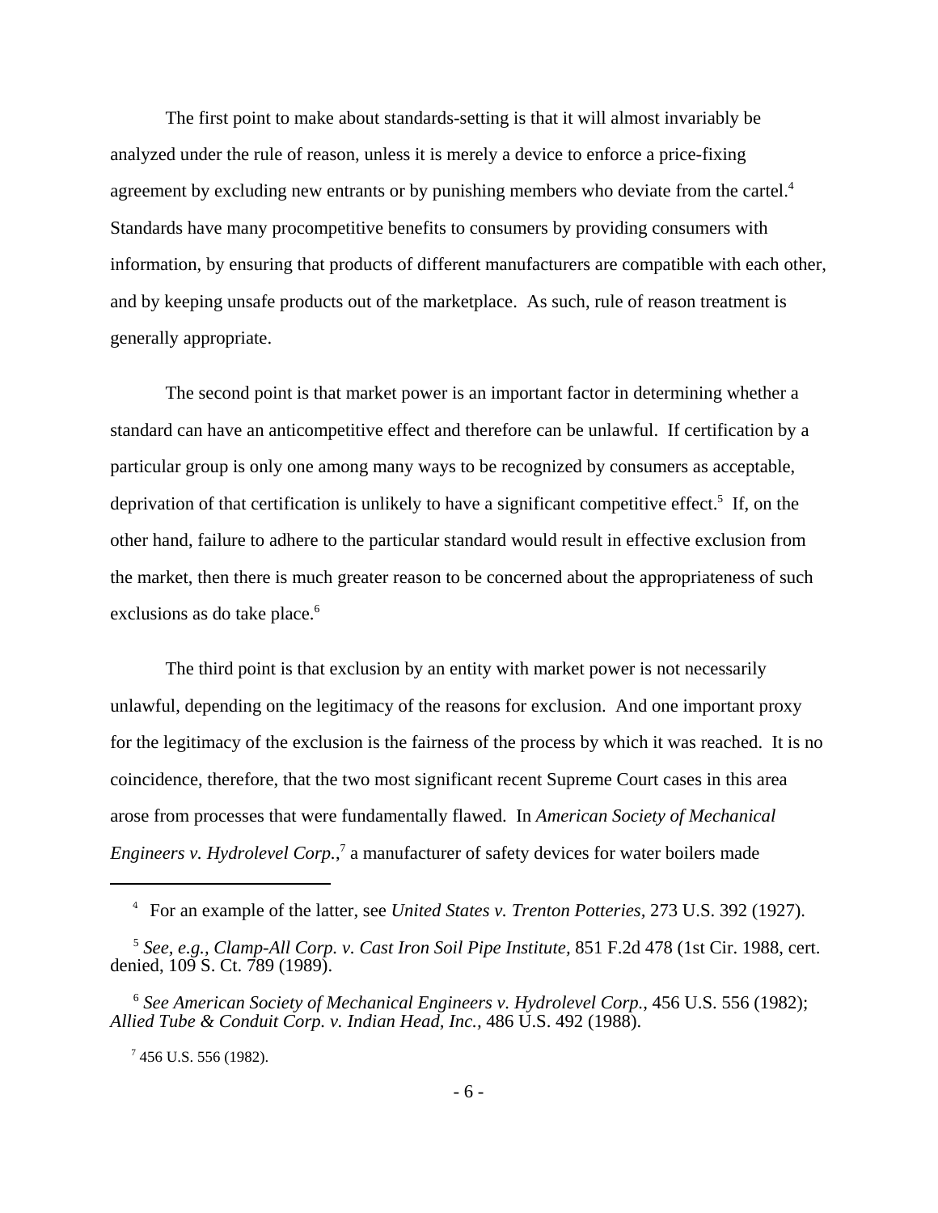The first point to make about standards-setting is that it will almost invariably be analyzed under the rule of reason, unless it is merely a device to enforce a price-fixing agreement by excluding new entrants or by punishing members who deviate from the cartel.[4] Standards have many procompetitive benefits to consumers by providing consumers with information, by ensuring that products of different manufacturers are compatible with each other, and by keeping unsafe products out of the marketplace. As such, rule of reason treatment is generally appropriate.

The second point is that market power is an important factor in determining whether a standard can have an anticompetitive effect and therefore can be unlawful. If certification by a particular group is only one among many ways to be recognized by consumers as acceptable, deprivation of that certification is unlikely to have a significant competitive effect.[5] If, on the other hand, failure to adhere to the particular standard would result in effective exclusion from the market, then there is much greater reason to be concerned about the appropriateness of such exclusions as do take place.[6]

The third point is that exclusion by an entity with market power is not necessarily unlawful, depending on the legitimacy of the reasons for exclusion. And one important proxy for the legitimacy of the exclusion is the fairness of the process by which it was reached. It is no coincidence, therefore, that the two most significant recent Supreme Court cases in this area arose from processes that were fundamentally flawed. In *American Society of Mechanical Engineers v. Hydrolevel Corp.*,[7] a manufacturer of safety devices for water boilers made

---

[4] For an example of the latter, see *United States v. Trenton Potteries*, 273 U.S. 392 (1927).

[5] *See, e.g., Clamp-All Corp. v. Cast Iron Soil Pipe Institute,* 851 F.2d 478 (1st Cir. 1988, cert. denied, 109 S. Ct. 789 (1989).

[6] *See American Society of Mechanical Engineers v. Hydrolevel Corp.*, 456 U.S. 556 (1982); *Allied Tube & Conduit Corp. v. Indian Head, Inc.,* 486 U.S. 492 (1988).

[7] 456 U.S. 556 (1982).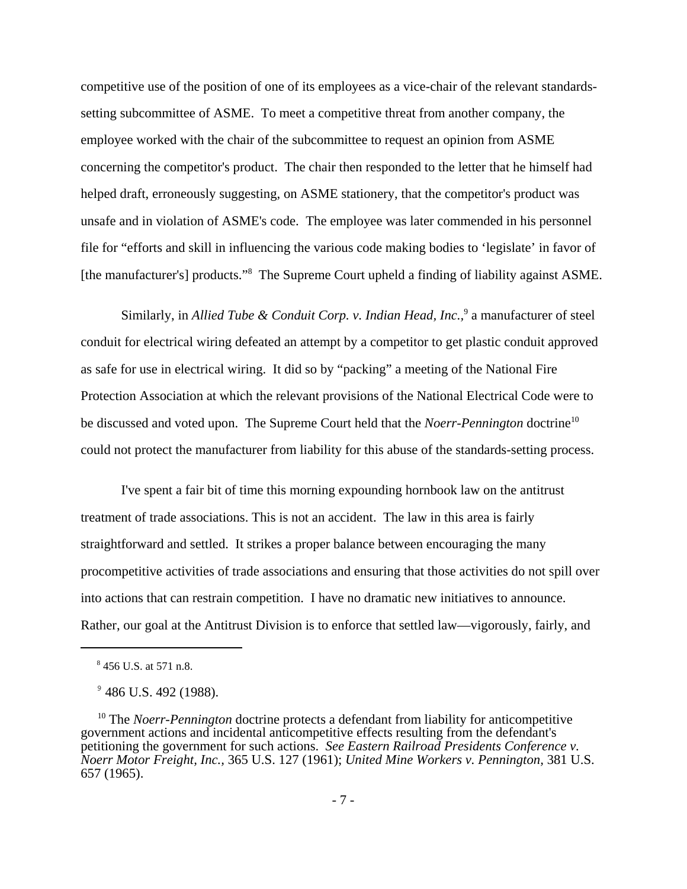competitive use of the position of one of its employees as a vice-chair of the relevant standards-setting subcommittee of ASME. To meet a competitive threat from another company, the employee worked with the chair of the subcommittee to request an opinion from ASME concerning the competitor's product. The chair then responded to the letter that he himself had helped draft, erroneously suggesting, on ASME stationery, that the competitor's product was unsafe and in violation of ASME's code. The employee was later commended in his personnel file for "efforts and skill in influencing the various code making bodies to 'legislate' in favor of [the manufacturer's] products."[8] The Supreme Court upheld a finding of liability against ASME.

Similarly, in *Allied Tube & Conduit Corp. v. Indian Head, Inc.*,[9] a manufacturer of steel conduit for electrical wiring defeated an attempt by a competitor to get plastic conduit approved as safe for use in electrical wiring. It did so by "packing" a meeting of the National Fire Protection Association at which the relevant provisions of the National Electrical Code were to be discussed and voted upon. The Supreme Court held that the *Noerr-Pennington* doctrine[10] could not protect the manufacturer from liability for this abuse of the standards-setting process.

I've spent a fair bit of time this morning expounding hornbook law on the antitrust treatment of trade associations. This is not an accident. The law in this area is fairly straightforward and settled. It strikes a proper balance between encouraging the many procompetitive activities of trade associations and ensuring that those activities do not spill over into actions that can restrain competition. I have no dramatic new initiatives to announce. Rather, our goal at the Antitrust Division is to enforce that settled law—vigorously, fairly, and

---

[8] 456 U.S. at 571 n.8.

[9] 486 U.S. 492 (1988).

[10] The *Noerr-Pennington* doctrine protects a defendant from liability for anticompetitive government actions and incidental anticompetitive effects resulting from the defendant's petitioning the government for such actions. *See Eastern Railroad Presidents Conference v. Noerr Motor Freight, Inc.*, 365 U.S. 127 (1961); *United Mine Workers v. Pennington*, 381 U.S. 657 (1965).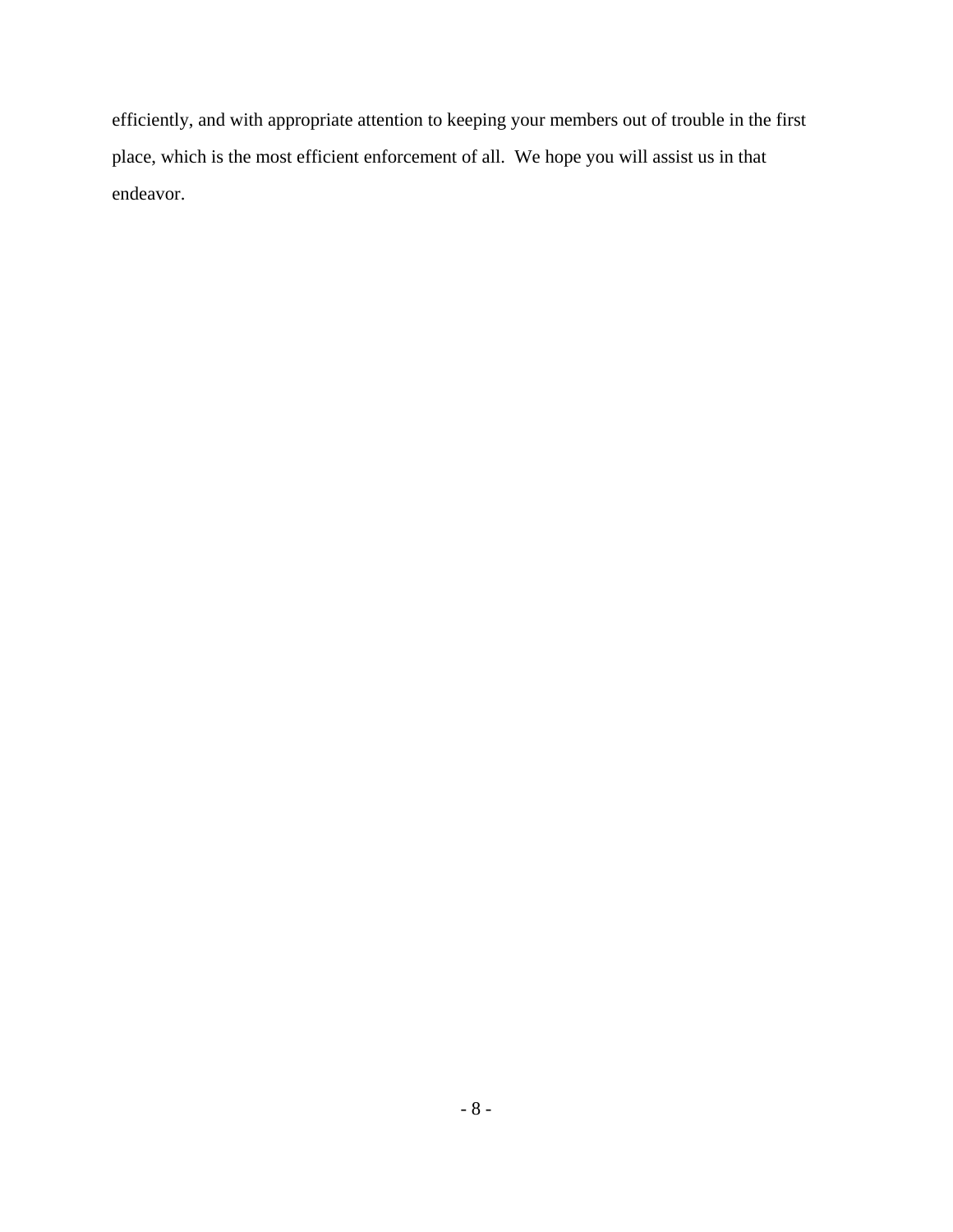efficiently, and with appropriate attention to keeping your members out of trouble in the first place, which is the most efficient enforcement of all. We hope you will assist us in that endeavor.